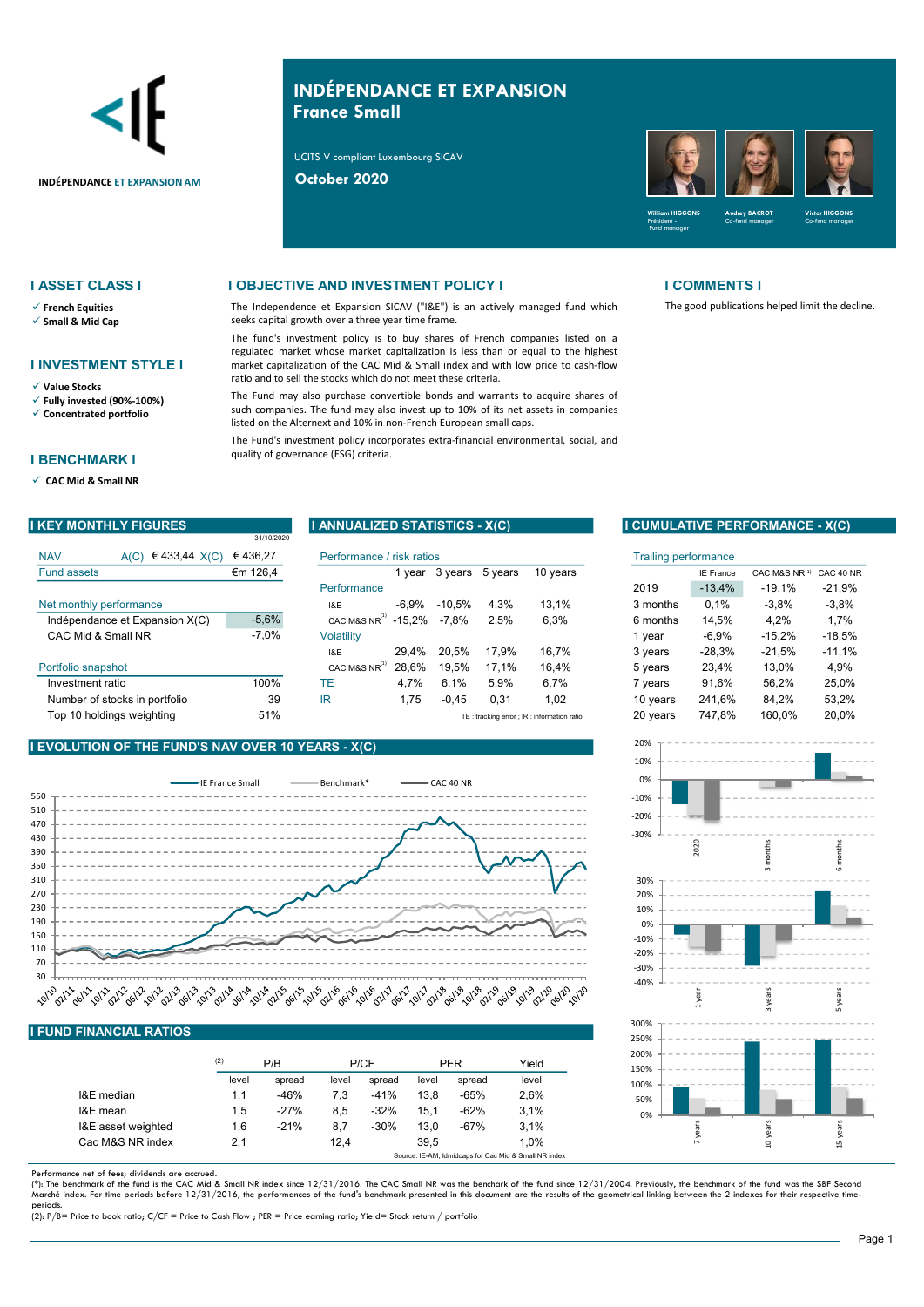# INDÉPENDANCE ET EXPANSION
## France Small

INDÉPENDANCE ET EXPANSION AM

UCITS V compliant Luxembourg SICAV

**October 2020**

William HIGGONS – Président - Fund manager
Audrey BACROT – Co-fund manager
Victor HIGGONS – Co-fund manager

## I ASSET CLASS I

- ✓ French Equities
- ✓ Small & Mid Cap

## I INVESTMENT STYLE I

- ✓ Value Stocks
- ✓ Fully invested (90%-100%)
- ✓ Concentrated portfolio

## I BENCHMARK I

- ✓ CAC Mid & Small NR

## I OBJECTIVE AND INVESTMENT POLICY I

The Independence et Expansion SICAV ("I&E") is an actively managed fund which seeks capital growth over a three year time frame.

The fund's investment policy is to buy shares of French companies listed on a regulated market whose market capitalization is less than or equal to the highest market capitalization of the CAC Mid & Small index and with low price to cash-flow ratio and to sell the stocks which do not meet these criteria.

The Fund may also purchase convertible bonds and warrants to acquire shares of such companies. The fund may also invest up to 10% of its net assets in companies listed on the Alternext and 10% in non-French European small caps.

The Fund's investment policy incorporates extra-financial environmental, social, and quality of governance (ESG) criteria.

## I COMMENTS I

The good publications helped limit the decline.

## I KEY MONTHLY FIGURES

31/10/2020

| | | |
|---|---|---|
| NAV | A(C) € 433,44 | X(C) € 436,27 |
| Fund assets | | €m 126,4 |
| **Net monthly performance** | | |
| Indépendance et Expansion X(C) | | -5,6% |
| CAC Mid & Small NR | | -7,0% |
| **Portfolio snapshot** | | |
| Investment ratio | | 100% |
| Number of stocks in portfolio | | 39 |
| Top 10 holdings weighting | | 51% |

## I ANNUALIZED STATISTICS - X(C)

| Performance / risk ratios | 1 year | 3 years | 5 years | 10 years |
|---|---|---|---|---|
| **Performance** | | | | |
| I&E | -6,9% | -10,5% | 4,3% | 13,1% |
| CAC M&S NR[1] | -15,2% | -7,8% | 2,5% | 6,3% |
| **Volatility** | | | | |
| I&E | 29,4% | 20,5% | 17,9% | 16,7% |
| CAC M&S NR[1] | 28,6% | 19,5% | 17,1% | 16,4% |
| TE | 4,7% | 6,1% | 5,9% | 6,7% |
| IR | 1,75 | -0,45 | 0,31 | 1,02 |

TE : tracking error ; IR : information ratio

## I CUMULATIVE PERFORMANCE - X(C)

| Trailing performance | IE France | CAC M&S NR[1] | CAC 40 NR |
|---|---|---|---|
| 2019 | -13,4% | -19,1% | -21,9% |
| 3 months | 0,1% | -3,8% | -3,8% |
| 6 months | 14,5% | 4,2% | 1,7% |
| 1 year | -6,9% | -15,2% | -18,5% |
| 3 years | -28,3% | -21,5% | -11,1% |
| 5 years | 23,4% | 13,0% | 4,9% |
| 7 years | 91,6% | 56,2% | 25,0% |
| 10 years | 241,6% | 84,2% | 53,2% |
| 20 years | 747,8% | 160,0% | 20,0% |

## I EVOLUTION OF THE FUND'S NAV OVER 10 YEARS - X(C)

IE France Small — Benchmark* — CAC 40 NR

## I FUND FINANCIAL RATIOS

| (2) | P/B level | P/B spread | P/CF level | P/CF spread | PER level | PER spread | Yield level |
|---|---|---|---|---|---|---|---|
| I&E median | 1,1 | -46% | 7,3 | -41% | 13,8 | -65% | 2,6% |
| I&E mean | 1,5 | -27% | 8,5 | -32% | 15,1 | -62% | 3,1% |
| I&E asset weighted | 1,6 | -21% | 8,7 | -30% | 13,0 | -67% | 3,1% |
| Cac M&S NR index | 2,1 | | 12,4 | | 39,5 | | 1,0% |

Source: IE-AM, Idmidcaps for Cac Mid & Small NR index

Performance net of fees; dividends are accrued.

(*): The benchmark of the fund is the CAC Mid & Small NR index since 12/31/2016. The CAC Small NR was the benchark of the fund since 12/31/2004. Previously, the benchmark of the fund was the SBF Second Marché index. For time periods before 12/31/2016, the performances of the fund's benchmark presented in this document are the results of the geometrical linking between the 2 indexes for their respective time-periods.

(2): P/B= Price to book ratio; C/CF = Price to Cash Flow ; PER = Price earning ratio; Yield= Stock return / portfolio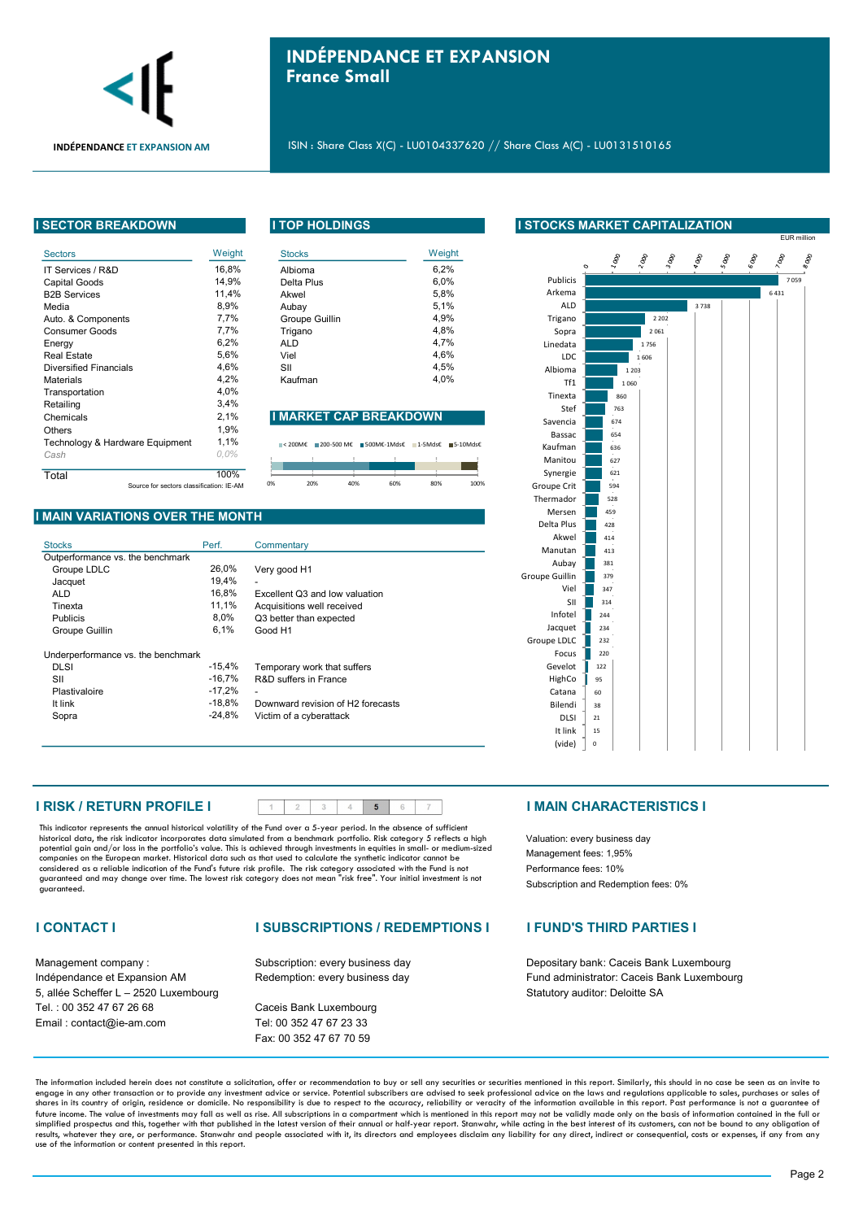# INDÉPENDANCE ET EXPANSION
## France Small

INDÉPENDANCE ET EXPANSION AM

ISIN : Share Class X(C) - LU0104337620 // Share Class A(C) - LU0131510165

## I SECTOR BREAKDOWN

| Sectors | Weight |
|---|---|
| IT Services / R&D | 16,8% |
| Capital Goods | 14,9% |
| B2B Services | 11,4% |
| Media | 8,9% |
| Auto. & Components | 7,7% |
| Consumer Goods | 7,7% |
| Energy | 6,2% |
| Real Estate | 5,6% |
| Diversified Financials | 4,6% |
| Materials | 4,2% |
| Transportation | 4,0% |
| Retailing | 3,4% |
| Chemicals | 2,1% |
| Others | 1,9% |
| Technology & Hardware Equipment | 1,1% |
| *Cash* | *0,0%* |
| Total | 100% |

Source for sectors classification: IE-AM

## I TOP HOLDINGS

| Stocks | Weight |
|---|---|
| Albioma | 6,2% |
| Delta Plus | 6,0% |
| Akwel | 5,8% |
| Aubay | 5,1% |
| Groupe Guillin | 4,9% |
| Trigano | 4,8% |
| ALD | 4,7% |
| Viel | 4,6% |
| SII | 4,5% |
| Kaufman | 4,0% |

## I MARKET CAP BREAKDOWN

< 200M€ 200-500 M€ 500M€-1Mds€ 1-5Mds€ 5-10Mds€

0% 20% 40% 60% 80% 100%

## I STOCKS MARKET CAPITALIZATION

EUR million

0 1 000 2 000 3 000 4 000 5 000 6 000 7 000 8 000

Publicis 7 059
Arkema 6 431
ALD 3 738
Trigano 2 202
Sopra 2 061
Linedata 1 756
LDC 1 606
Albioma 1 203
Tf1 1 060
Tinexta 860
Stef 763
Savencia 674
Bassac 654
Kaufman 636
Manitou 627
Synergie 621
Groupe Crit 594
Thermador 528
Mersen 459
Delta Plus 428
Akwel 414
Manutan 413
Aubay 381
Groupe Guillin 379
Viel 347
SII 314
Infotel 244
Jacquet 234
Groupe LDLC 232
Focus 220
Gevelot 122
HighCo 95
Catana 60
Bilendi 38
DLSI 21
It link 15
(vide) 0

## I MAIN VARIATIONS OVER THE MONTH

| Stocks | Perf. | Commentary |
|---|---|---|
| Outperformance vs. the benchmark | | |
| Groupe LDLC | 26,0% | Very good H1 |
| Jacquet | 19,4% | - |
| ALD | 16,8% | Excellent Q3 and low valuation |
| Tinexta | 11,1% | Acquisitions well received |
| Publicis | 8,0% | Q3 better than expected |
| Groupe Guillin | 6,1% | Good H1 |
| Underperformance vs. the benchmark | | |
| DLSI | -15,4% | Temporary work that suffers |
| SII | -16,7% | R&D suffers in France |
| Plastivaloire | -17,2% | - |
| It link | -18,8% | Downward revision of H2 forecasts |
| Sopra | -24,8% | Victim of a cyberattack |

## I RISK / RETURN PROFILE I

1 2 3 4 **5** 6 7

This indicator represents the annual historical volatility of the Fund over a 5-year period. In the absence of sufficient historical data, the risk indicator incorporates data simulated from a benchmark portfolio. Risk category 5 reflects a high potential gain and/or loss in the portfolio's value. This is achieved through investments in equities in small- or medium-sized companies on the European market. Historical data such as that used to calculate the synthetic indicator cannot be considered as a reliable indication of the Fund's future risk profile. The risk category associated with the Fund is not guaranteed and may change over time. The lowest risk category does not mean "risk free". Your initial investment is not guaranteed.

## I MAIN CHARACTERISTICS I

Valuation: every business day

Management fees: 1,95%

Performance fees: 10%

Subscription and Redemption fees: 0%

## I CONTACT I

Management company :
Indépendance et Expansion AM
5, allée Scheffer L – 2520 Luxembourg
Tel. : 00 352 47 67 26 68
Email : contact@ie-am.com

## I SUBSCRIPTIONS / REDEMPTIONS I

Subscription: every business day
Redemption: every business day

Caceis Bank Luxembourg
Tel: 00 352 47 67 23 33
Fax: 00 352 47 67 70 59

## I FUND'S THIRD PARTIES I

Depositary bank: Caceis Bank Luxembourg
Fund administrator: Caceis Bank Luxembourg
Statutory auditor: Deloitte SA

The information included herein does not constitute a solicitation, offer or recommendation to buy or sell any securities or securities mentioned in this report. Similarly, this should in no case be seen as an invite to engage in any other transaction or to provide any investment advice or service. Potential subscribers are advised to seek professional advice on the laws and regulations applicable to sales, purchases or sales of shares in its country of origin, residence or domicile. No responsibility is due to respect to the accuracy, reliability or veracity of the information available in this report. Past performance is not a guarantee of future income. The value of investments may fall as well as rise. All subscriptions in a compartment which is mentioned in this report may not be validly made only on the basis of information contained in the full or simplified prospectus and this, together with that published in the latest version of their annual or half-year report. Stanwahr, while acting in the best interest of its customers, can not be bound to any obligation of results, whatever they are, or performance. Stanwahr and people associated with it, its directors and employees disclaim any liability for any direct, indirect or consequential, costs or expenses, if any from any use of the information or content presented in this report.